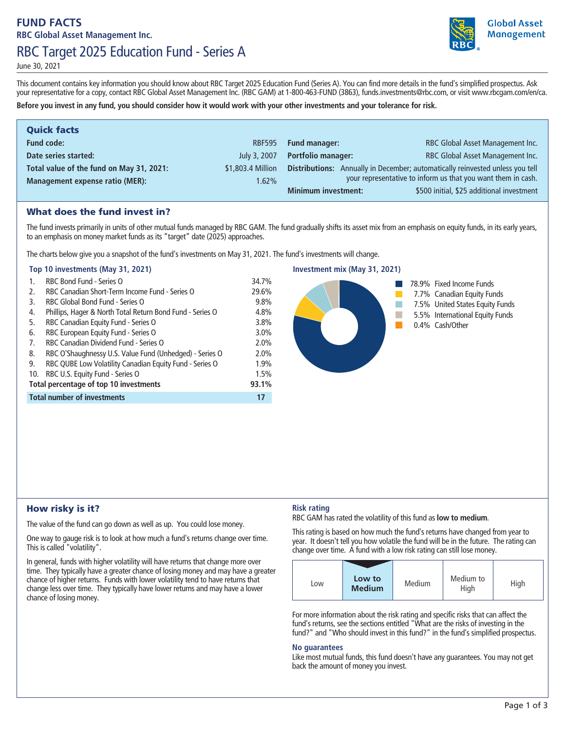# FUND FACTS

**RBC Global Asset Management Inc.**

## RBC Target 2025 Education Fund - Series A

June 30, 2021

This document contains key information you should know about RBC Target 2025 Education Fund (Series A). You can find more details in the fund's simplified prospectus. Ask your representative for a copy, contact RBC Global Asset Management Inc. (RBC GAM) at 1-800-463-FUND (3863), funds.investments@rbc.com, or visit www.rbcgam.com/en/ca.

**Before you invest in any fund, you should consider how it would work with your other investments and your tolerance for risk.**

## Quick facts

| | | | |
|---|---|---|---|
| **Fund code:** | RBF595 | **Fund manager:** | RBC Global Asset Management Inc. |
| **Date series started:** | July 3, 2007 | **Portfolio manager:** | RBC Global Asset Management Inc. |
| **Total value of the fund on May 31, 2021:** | $1,803.4 Million | **Distributions:** | Annually in December; automatically reinvested unless you tell your representative to inform us that you want them in cash. |
| **Management expense ratio (MER):** | 1.62% | **Minimum investment:** | $500 initial, $25 additional investment |

## What does the fund invest in?

The fund invests primarily in units of other mutual funds managed by RBC GAM. The fund gradually shifts its asset mix from an emphasis on equity funds, in its early years, to an emphasis on money market funds as its “target” date (2025) approaches.

The charts below give you a snapshot of the fund's investments on May 31, 2021. The fund's investments will change.

**Top 10 investments (May 31, 2021)**

| | | |
|---|---|---|
| 1. | RBC Bond Fund - Series O | 34.7% |
| 2. | RBC Canadian Short-Term Income Fund - Series O | 29.6% |
| 3. | RBC Global Bond Fund - Series O | 9.8% |
| 4. | Phillips, Hager & North Total Return Bond Fund - Series O | 4.8% |
| 5. | RBC Canadian Equity Fund - Series O | 3.8% |
| 6. | RBC European Equity Fund - Series O | 3.0% |
| 7. | RBC Canadian Dividend Fund - Series O | 2.0% |
| 8. | RBC O'Shaughnessy U.S. Value Fund (Unhedged) - Series O | 2.0% |
| 9. | RBC QUBE Low Volatility Canadian Equity Fund - Series O | 1.9% |
| 10. | RBC U.S. Equity Fund - Series O | 1.5% |
| **Total percentage of top 10 investments** | | **93.1%** |
| **Total number of investments** | | **17** |

**Investment mix (May 31, 2021)**

- 78.9% Fixed Income Funds
- 7.7% Canadian Equity Funds
- 7.5% United States Equity Funds
- 5.5% International Equity Funds
- 0.4% Cash/Other

## How risky is it?

The value of the fund can go down as well as up. You could lose money.

One way to gauge risk is to look at how much a fund's returns change over time. This is called "volatility".

In general, funds with higher volatility will have returns that change more over time. They typically have a greater chance of losing money and may have a greater chance of higher returns. Funds with lower volatility tend to have returns that change less over time. They typically have lower returns and may have a lower chance of losing money.

### Risk rating

RBC GAM has rated the volatility of this fund as **low to medium**.

This rating is based on how much the fund's returns have changed from year to year. It doesn't tell you how volatile the fund will be in the future. The rating can change over time. A fund with a low risk rating can still lose money.

| Low | **Low to Medium** | Medium | Medium to High | High |
|---|---|---|---|---|

For more information about the risk rating and specific risks that can affect the fund's returns, see the sections entitled "What are the risks of investing in the fund?" and "Who should invest in this fund?" in the fund's simplified prospectus.

### No guarantees

Like most mutual funds, this fund doesn't have any guarantees. You may not get back the amount of money you invest.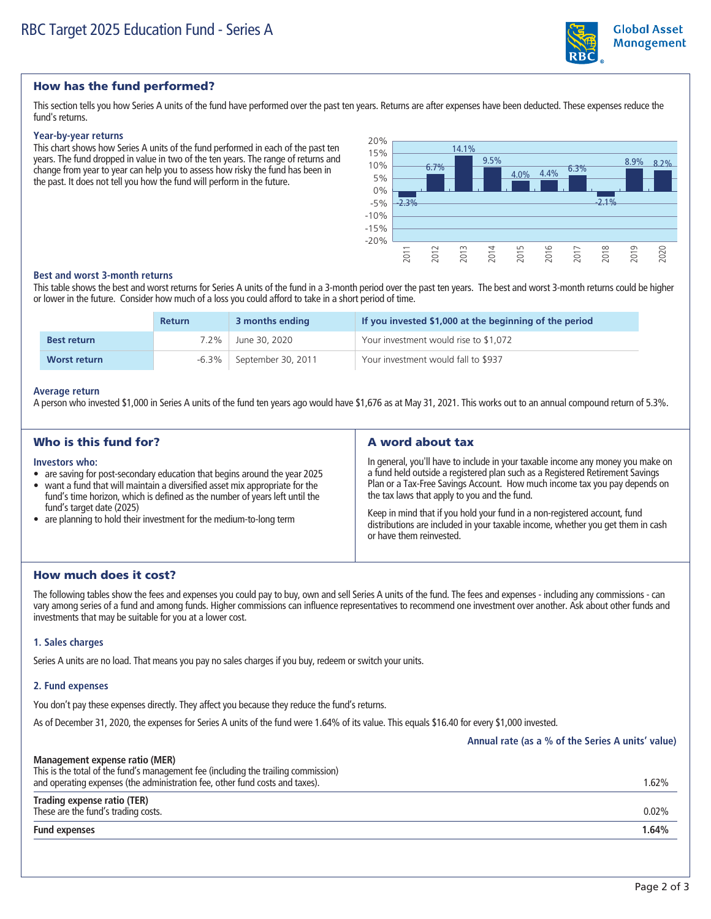# RBC Target 2025 Education Fund - Series A

## How has the fund performed?

This section tells you how Series A units of the fund have performed over the past ten years. Returns are after expenses have been deducted. These expenses reduce the fund's returns.

### Year-by-year returns

This chart shows how Series A units of the fund performed in each of the past ten years. The fund dropped in value in two of the ten years. The range of returns and change from year to year can help you to assess how risky the fund has been in the past. It does not tell you how the fund will perform in the future.

| Year | Return |
|---|---|
| 2011 | -2.3% |
| 2012 | 6.7% |
| 2013 | 14.1% |
| 2014 | 9.5% |
| 2015 | 4.0% |
| 2016 | 4.4% |
| 2017 | 6.3% |
| 2018 | -2.1% |
| 2019 | 8.9% |
| 2020 | 8.2% |

### Best and worst 3-month returns

This table shows the best and worst returns for Series A units of the fund in a 3-month period over the past ten years. The best and worst 3-month returns could be higher or lower in the future. Consider how much of a loss you could afford to take in a short period of time.

| | Return | 3 months ending | If you invested $1,000 at the beginning of the period |
|---|---|---|---|
| **Best return** | 7.2% | June 30, 2020 | Your investment would rise to $1,072 |
| **Worst return** | -6.3% | September 30, 2011 | Your investment would fall to $937 |

### Average return

A person who invested $1,000 in Series A units of the fund ten years ago would have $1,676 as at May 31, 2021. This works out to an annual compound return of 5.3%.

## Who is this fund for?

**Investors who:**

- are saving for post-secondary education that begins around the year 2025
- want a fund that will maintain a diversified asset mix appropriate for the fund's time horizon, which is defined as the number of years left until the fund's target date (2025)
- are planning to hold their investment for the medium-to-long term

## A word about tax

In general, you'll have to include in your taxable income any money you make on a fund held outside a registered plan such as a Registered Retirement Savings Plan or a Tax-Free Savings Account. How much income tax you pay depends on the tax laws that apply to you and the fund.

Keep in mind that if you hold your fund in a non-registered account, fund distributions are included in your taxable income, whether you get them in cash or have them reinvested.

## How much does it cost?

The following tables show the fees and expenses you could pay to buy, own and sell Series A units of the fund. The fees and expenses - including any commissions - can vary among series of a fund and among funds. Higher commissions can influence representatives to recommend one investment over another. Ask about other funds and investments that may be suitable for you at a lower cost.

### 1. Sales charges

Series A units are no load. That means you pay no sales charges if you buy, redeem or switch your units.

### 2. Fund expenses

You don't pay these expenses directly. They affect you because they reduce the fund's returns.

As of December 31, 2020, the expenses for Series A units of the fund were 1.64% of its value. This equals $16.40 for every $1,000 invested.

| | Annual rate (as a % of the Series A units' value) |
|---|---|
| **Management expense ratio (MER)**<br>This is the total of the fund's management fee (including the trailing commission) and operating expenses (the administration fee, other fund costs and taxes). | 1.62% |
| **Trading expense ratio (TER)**<br>These are the fund's trading costs. | 0.02% |
| **Fund expenses** | **1.64%** |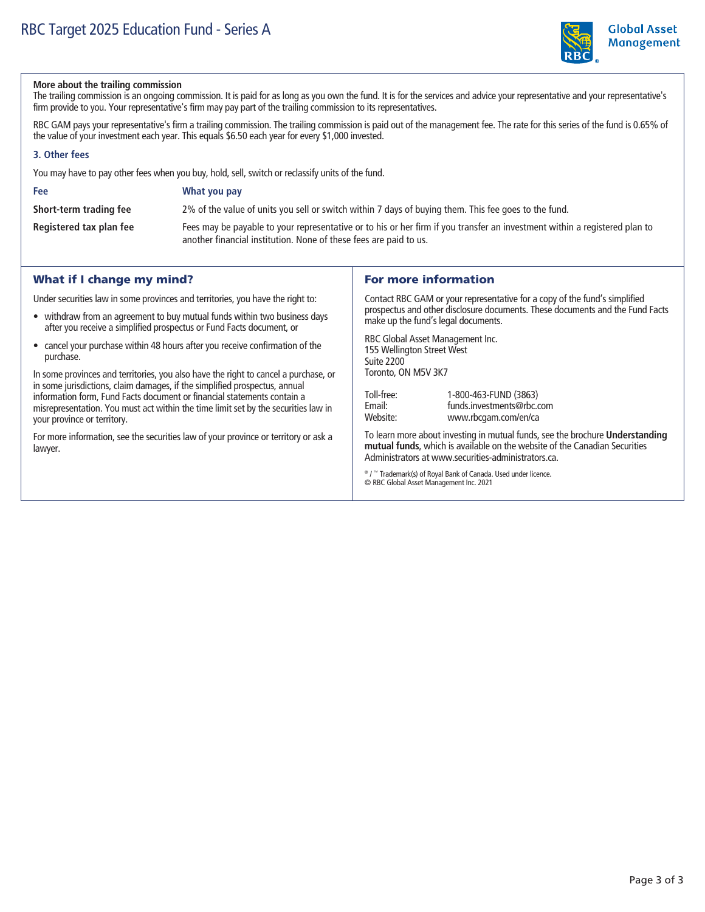**More about the trailing commission**

The trailing commission is an ongoing commission. It is paid for as long as you own the fund. It is for the services and advice your representative and your representative's firm provide to you. Your representative's firm may pay part of the trailing commission to its representatives.

RBC GAM pays your representative's firm a trailing commission. The trailing commission is paid out of the management fee. The rate for this series of the fund is 0.65% of the value of your investment each year. This equals $6.50 each year for every $1,000 invested.

### 3. Other fees

You may have to pay other fees when you buy, hold, sell, switch or reclassify units of the fund.

| Fee | What you pay |
|---|---|
| **Short-term trading fee** | 2% of the value of units you sell or switch within 7 days of buying them. This fee goes to the fund. |
| **Registered tax plan fee** | Fees may be payable to your representative or to his or her firm if you transfer an investment within a registered plan to another financial institution. None of these fees are paid to us. |

## What if I change my mind?

Under securities law in some provinces and territories, you have the right to:

- withdraw from an agreement to buy mutual funds within two business days after you receive a simplified prospectus or Fund Facts document, or
- cancel your purchase within 48 hours after you receive confirmation of the purchase.

In some provinces and territories, you also have the right to cancel a purchase, or in some jurisdictions, claim damages, if the simplified prospectus, annual information form, Fund Facts document or financial statements contain a misrepresentation. You must act within the time limit set by the securities law in your province or territory.

For more information, see the securities law of your province or territory or ask a lawyer.

## For more information

Contact RBC GAM or your representative for a copy of the fund's simplified prospectus and other disclosure documents. These documents and the Fund Facts make up the fund's legal documents.

RBC Global Asset Management Inc.
155 Wellington Street West
Suite 2200
Toronto, ON M5V 3K7

Toll-free: 1-800-463-FUND (3863)
Email: funds.investments@rbc.com
Website: www.rbcgam.com/en/ca

To learn more about investing in mutual funds, see the brochure **Understanding mutual funds**, which is available on the website of the Canadian Securities Administrators at www.securities-administrators.ca.

® / ™ Trademark(s) of Royal Bank of Canada. Used under licence.
© RBC Global Asset Management Inc. 2021